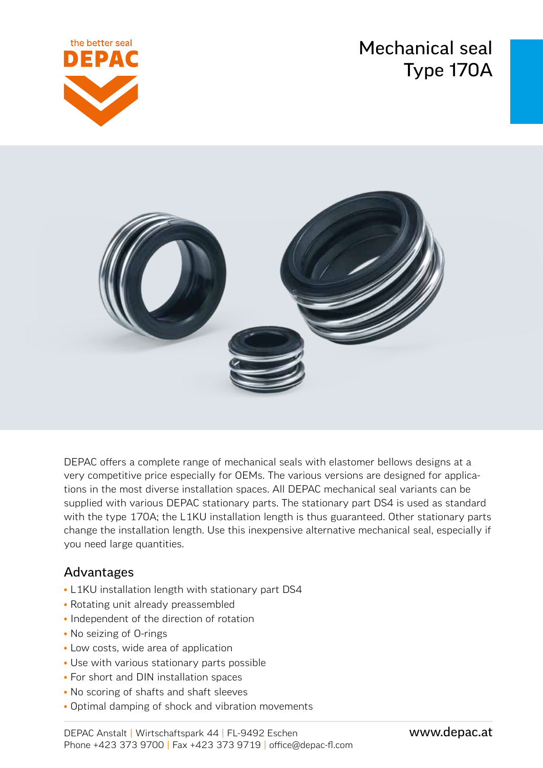the better seal
DEPAC

# Mechanical seal Type 170A

DEPAC offers a complete range of mechanical seals with elastomer bellows designs at a very competitive price especially for OEMs. The various versions are designed for applications in the most diverse installation spaces. All DEPAC mechanical seal variants can be supplied with various DEPAC stationary parts. The stationary part DS4 is used as standard with the type 170A; the L1KU installation length is thus guaranteed. Other stationary parts change the installation length. Use this inexpensive alternative mechanical seal, especially if you need large quantities.

## Advantages

- L1KU installation length with stationary part DS4
- Rotating unit already preassembled
- Independent of the direction of rotation
- No seizing of O-rings
- Low costs, wide area of application
- Use with various stationary parts possible
- For short and DIN installation spaces
- No scoring of shafts and shaft sleeves
- Optimal damping of shock and vibration movements

DEPAC Anstalt | Wirtschaftspark 44 | FL-9492 Eschen
Phone +423 373 9700 | Fax +423 373 9719 | office@depac-fl.com

www.depac.at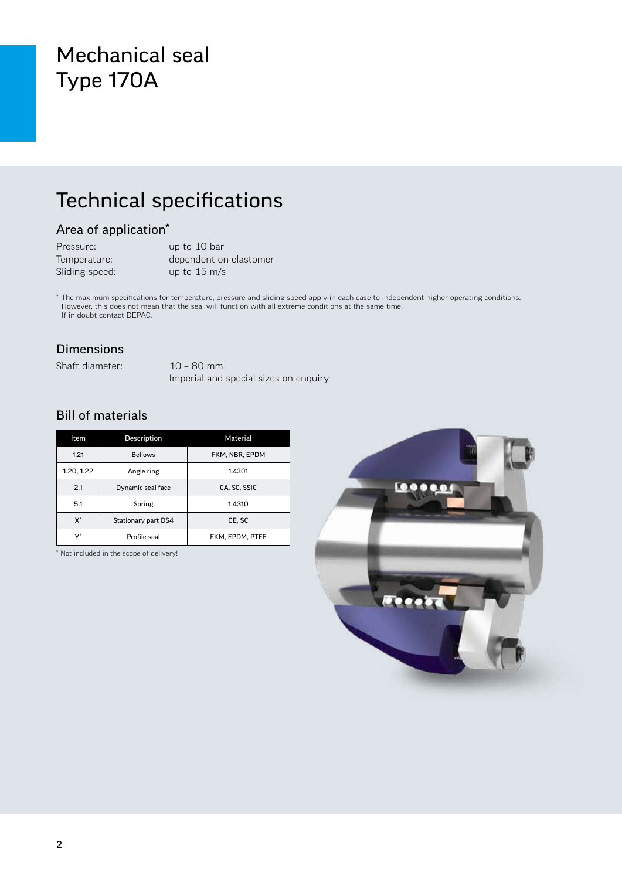# Mechanical seal
# Type 170A

## Technical specifications

### Area of application*

Pressure: up to 10 bar
Temperature: dependent on elastomer
Sliding speed: up to 15 m/s

* The maximum specifications for temperature, pressure and sliding speed apply in each case to independent higher operating conditions. However, this does not mean that the seal will function with all extreme conditions at the same time. If in doubt contact DEPAC.

### Dimensions

Shaft diameter: 10 – 80 mm
Imperial and special sizes on enquiry

### Bill of materials

| Item | Description | Material |
|---|---|---|
| 1.21 | Bellows | FKM, NBR, EPDM |
| 1.20, 1.22 | Angle ring | 1.4301 |
| 2.1 | Dynamic seal face | CA, SC, SSIC |
| 5.1 | Spring | 1.4310 |
| X* | Stationary part DS4 | CE, SC |
| Y* | Profile seal | FKM, EPDM, PTFE |

* Not included in the scope of delivery!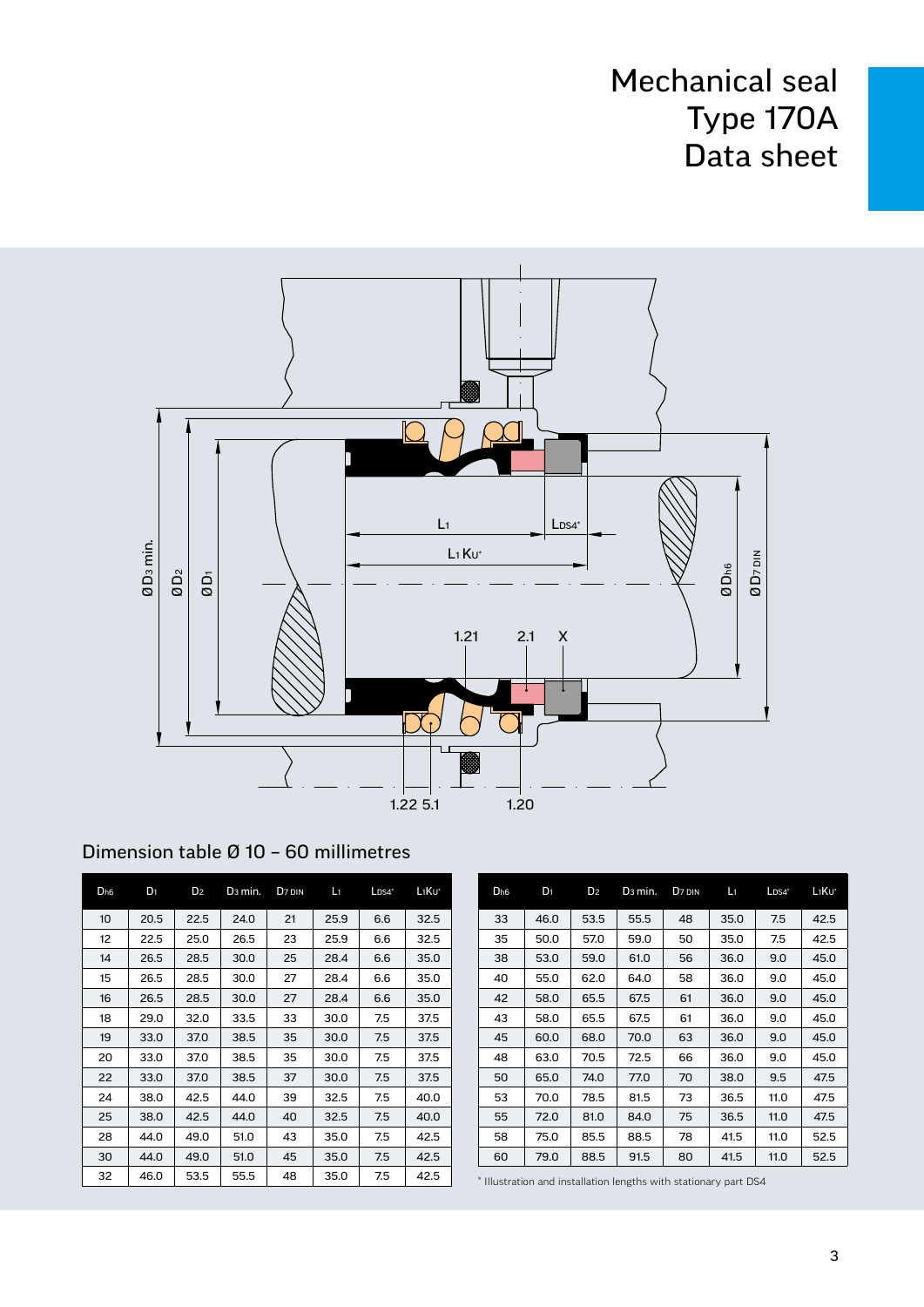# Mechanical seal Type 170A Data sheet

## Dimension table Ø 10 – 60 millimetres

| $D_{h6}$ | $D_1$ | $D_2$ | $D_3$ min. | $D_{7\,DIN}$ | $L_1$ | $L_{DS4^*}$ | $L_1Ku^*$ |
|---|---|---|---|---|---|---|---|
| 10 | 20.5 | 22.5 | 24.0 | 21 | 25.9 | 6.6 | 32.5 |
| 12 | 22.5 | 25.0 | 26.5 | 23 | 25.9 | 6.6 | 32.5 |
| 14 | 26.5 | 28.5 | 30.0 | 25 | 28.4 | 6.6 | 35.0 |
| 15 | 26.5 | 28.5 | 30.0 | 27 | 28.4 | 6.6 | 35.0 |
| 16 | 26.5 | 28.5 | 30.0 | 27 | 28.4 | 6.6 | 35.0 |
| 18 | 29.0 | 32.0 | 33.5 | 33 | 30.0 | 7.5 | 37.5 |
| 19 | 33.0 | 37.0 | 38.5 | 35 | 30.0 | 7.5 | 37.5 |
| 20 | 33.0 | 37.0 | 38.5 | 35 | 30.0 | 7.5 | 37.5 |
| 22 | 33.0 | 37.0 | 38.5 | 37 | 30.0 | 7.5 | 37.5 |
| 24 | 38.0 | 42.5 | 44.0 | 39 | 32.5 | 7.5 | 40.0 |
| 25 | 38.0 | 42.5 | 44.0 | 40 | 32.5 | 7.5 | 40.0 |
| 28 | 44.0 | 49.0 | 51.0 | 43 | 35.0 | 7.5 | 42.5 |
| 30 | 44.0 | 49.0 | 51.0 | 45 | 35.0 | 7.5 | 42.5 |
| 32 | 46.0 | 53.5 | 55.5 | 48 | 35.0 | 7.5 | 42.5 |
| 33 | 46.0 | 53.5 | 55.5 | 48 | 35.0 | 7.5 | 42.5 |
| 35 | 50.0 | 57.0 | 59.0 | 50 | 35.0 | 7.5 | 42.5 |
| 38 | 53.0 | 59.0 | 61.0 | 56 | 36.0 | 9.0 | 45.0 |
| 40 | 55.0 | 62.0 | 64.0 | 58 | 36.0 | 9.0 | 45.0 |
| 42 | 58.0 | 65.5 | 67.5 | 61 | 36.0 | 9.0 | 45.0 |
| 43 | 58.0 | 65.5 | 67.5 | 61 | 36.0 | 9.0 | 45.0 |
| 45 | 60.0 | 68.0 | 70.0 | 63 | 36.0 | 9.0 | 45.0 |
| 48 | 63.0 | 70.5 | 72.5 | 66 | 36.0 | 9.0 | 45.0 |
| 50 | 65.0 | 74.0 | 77.0 | 70 | 38.0 | 9.5 | 47.5 |
| 53 | 70.0 | 78.5 | 81.5 | 73 | 36.5 | 11.0 | 47.5 |
| 55 | 72.0 | 81.0 | 84.0 | 75 | 36.5 | 11.0 | 47.5 |
| 58 | 75.0 | 85.5 | 88.5 | 78 | 41.5 | 11.0 | 52.5 |
| 60 | 79.0 | 88.5 | 91.5 | 80 | 41.5 | 11.0 | 52.5 |

\* Illustration and installation lengths with stationary part DS4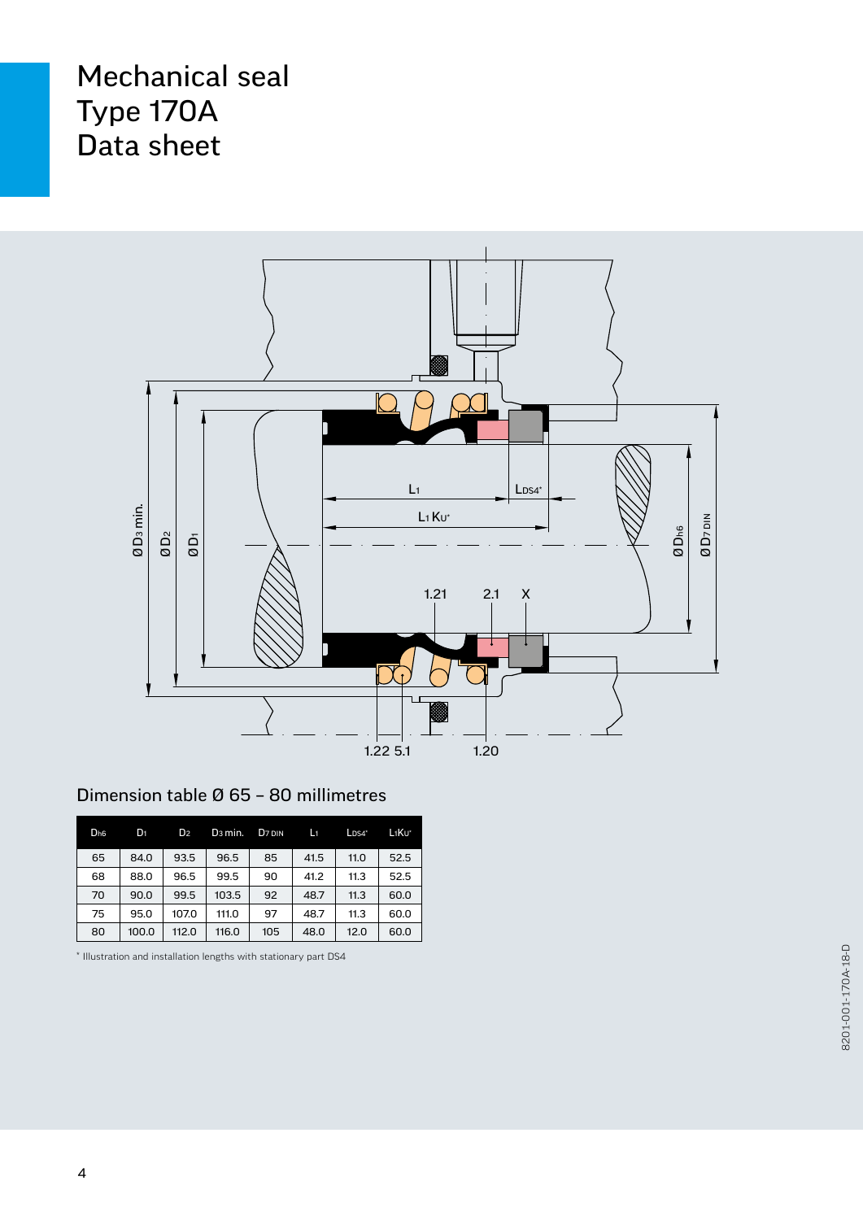# Mechanical seal Type 170A Data sheet

ØD3 min.
ØD2
ØD1
L1
LDS4*
L1 KU*
ØDh6
ØD7 DIN
1.21
2.1
X
1.22 5.1
1.20

## Dimension table Ø 65 – 80 millimetres

| $D_{h6}$ | $D_1$ | $D_2$ | $D_3$ min. | $D_{7\ DIN}$ | $L_1$ | $L_{DS4^*}$ | $L_1Ku^*$ |
|---|---|---|---|---|---|---|---|
| 65 | 84.0 | 93.5 | 96.5 | 85 | 41.5 | 11.0 | 52.5 |
| 68 | 88.0 | 96.5 | 99.5 | 90 | 41.2 | 11.3 | 52.5 |
| 70 | 90.0 | 99.5 | 103.5 | 92 | 48.7 | 11.3 | 60.0 |
| 75 | 95.0 | 107.0 | 111.0 | 97 | 48.7 | 11.3 | 60.0 |
| 80 | 100.0 | 112.0 | 116.0 | 105 | 48.0 | 12.0 | 60.0 |

* Illustration and installation lengths with stationary part DS4

8201-001-170A-18-D